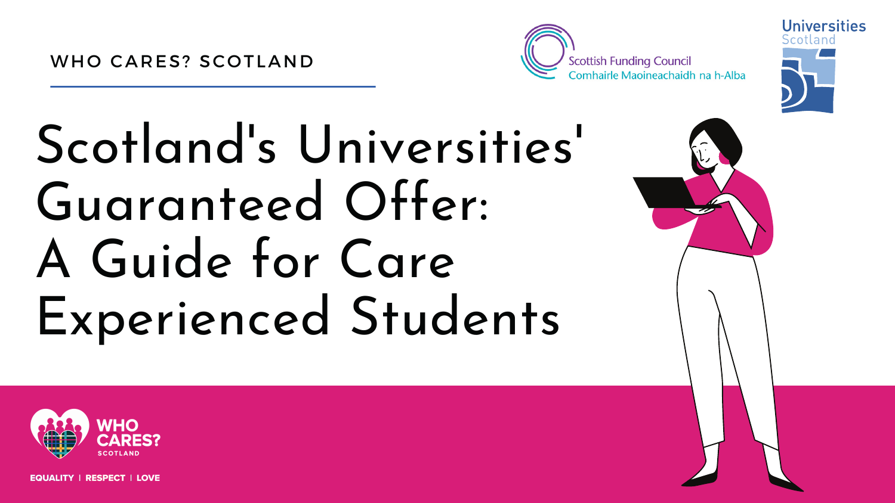WHO CARES? SCOTLAND

Scottish Funding Council
Comhairle Maoineachaidh na h-Alba

Universities Scotland

# Scotland's Universities' Guaranteed Offer: A Guide for Care Experienced Students

WHO CARES? SCOTLAND

EQUALITY | RESPECT | LOVE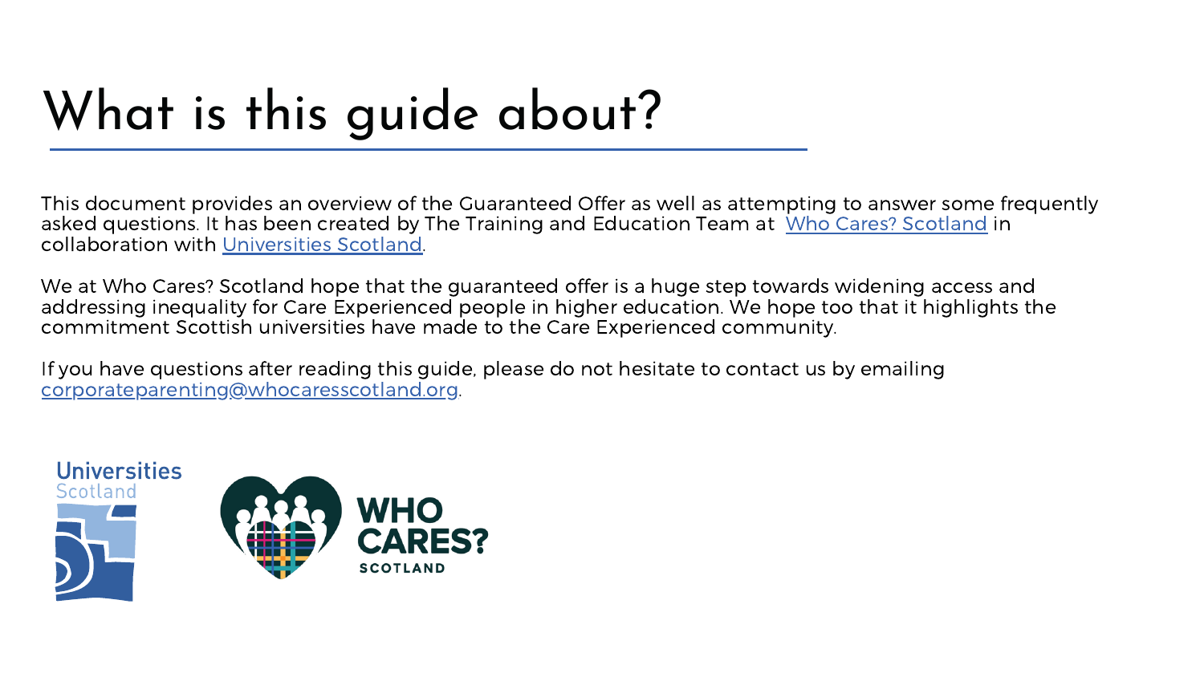# What is this guide about?

This document provides an overview of the Guaranteed Offer as well as attempting to answer some frequently asked questions. It has been created by The Training and Education Team at [Who Cares? Scotland](https://www.whocaresscotland.org) in collaboration with [Universities Scotland](https://www.universities-scotland.ac.uk).

We at Who Cares? Scotland hope that the guaranteed offer is a huge step towards widening access and addressing inequality for Care Experienced people in higher education. We hope too that it highlights the commitment Scottish universities have made to the Care Experienced community.

If you have questions after reading this guide, please do not hesitate to contact us by emailing corporateparenting@whocaresscotland.org.

Universities Scotland

WHO CARES? SCOTLAND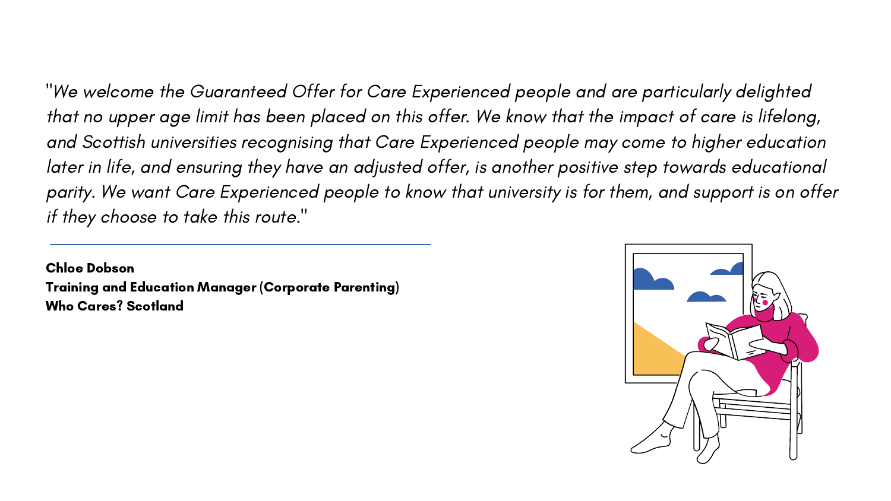*"We welcome the Guaranteed Offer for Care Experienced people and are particularly delighted that no upper age limit has been placed on this offer. We know that the impact of care is lifelong, and Scottish universities recognising that Care Experienced people may come to higher education later in life, and ensuring they have an adjusted offer, is another positive step towards educational parity. We want Care Experienced people to know that university is for them, and support is on offer if they choose to take this route."*

---

**Chloe Dobson**
**Training and Education Manager (Corporate Parenting)**
**Who Cares? Scotland**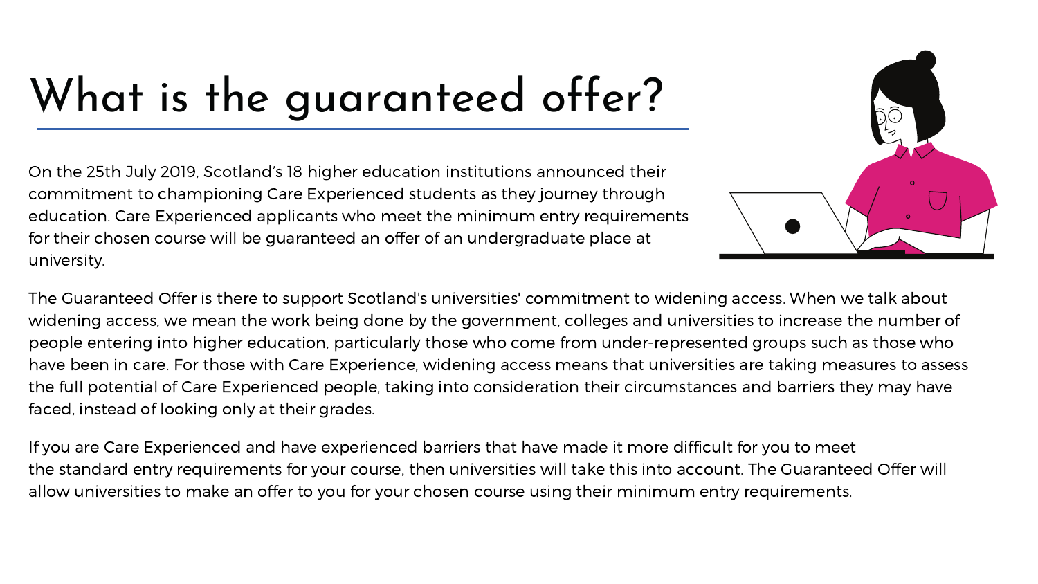# What is the guaranteed offer?

On the 25th July 2019, Scotland's 18 higher education institutions announced their commitment to championing Care Experienced students as they journey through education. Care Experienced applicants who meet the minimum entry requirements for their chosen course will be guaranteed an offer of an undergraduate place at university.

The Guaranteed Offer is there to support Scotland's universities' commitment to widening access. When we talk about widening access, we mean the work being done by the government, colleges and universities to increase the number of people entering into higher education, particularly those who come from under-represented groups such as those who have been in care. For those with Care Experience, widening access means that universities are taking measures to assess the full potential of Care Experienced people, taking into consideration their circumstances and barriers they may have faced, instead of looking only at their grades.

If you are Care Experienced and have experienced barriers that have made it more difficult for you to meet the standard entry requirements for your course, then universities will take this into account. The Guaranteed Offer will allow universities to make an offer to you for your chosen course using their minimum entry requirements.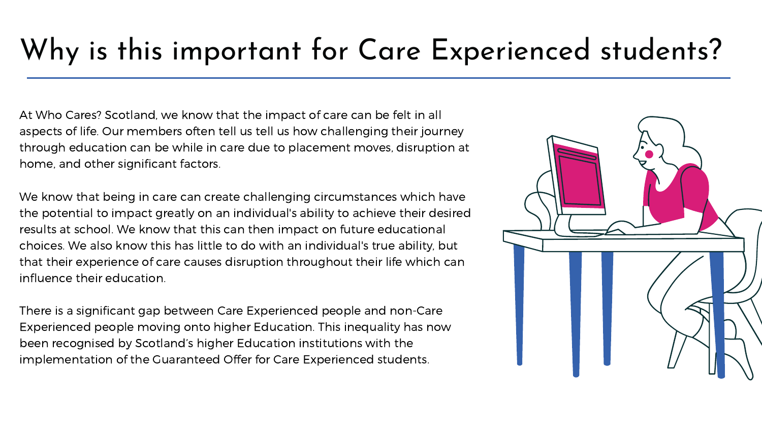# Why is this important for Care Experienced students?

At Who Cares? Scotland, we know that the impact of care can be felt in all aspects of life. Our members often tell us tell us how challenging their journey through education can be while in care due to placement moves, disruption at home, and other significant factors.

We know that being in care can create challenging circumstances which have the potential to impact greatly on an individual's ability to achieve their desired results at school. We know that this can then impact on future educational choices. We also know this has little to do with an individual's true ability, but that their experience of care causes disruption throughout their life which can influence their education.

There is a significant gap between Care Experienced people and non-Care Experienced people moving onto higher Education. This inequality has now been recognised by Scotland's higher Education institutions with the implementation of the Guaranteed Offer for Care Experienced students.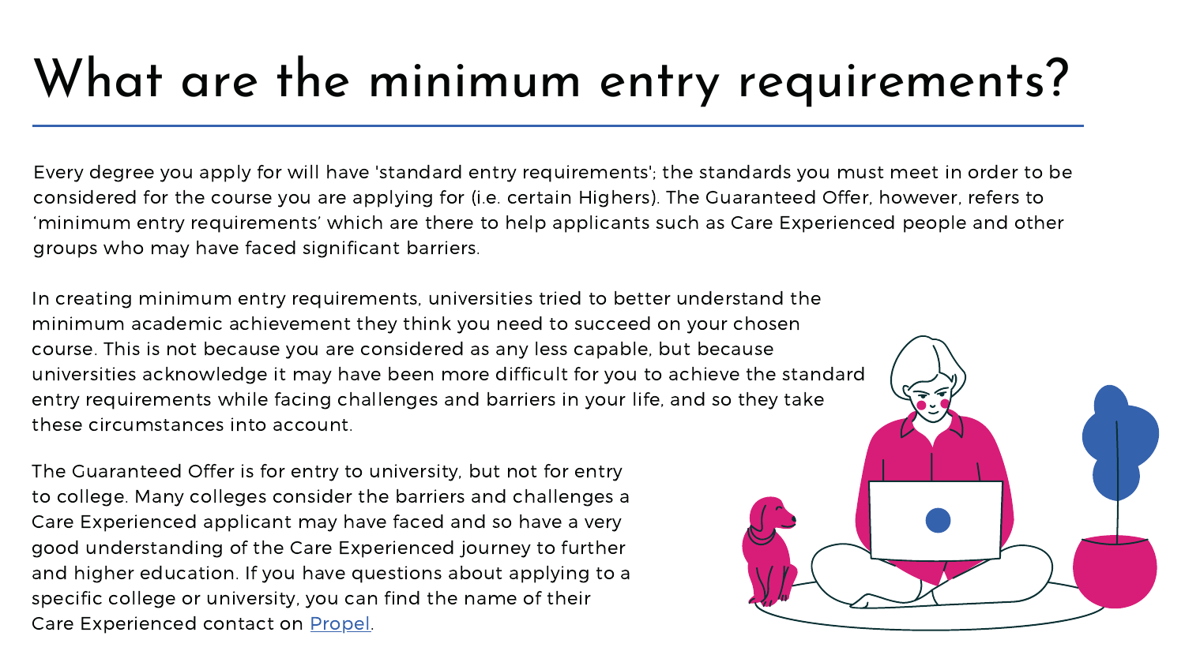# What are the minimum entry requirements?

Every degree you apply for will have 'standard entry requirements'; the standards you must meet in order to be considered for the course you are applying for (i.e. certain Highers). The Guaranteed Offer, however, refers to 'minimum entry requirements' which are there to help applicants such as Care Experienced people and other groups who may have faced significant barriers.

In creating minimum entry requirements, universities tried to better understand the minimum academic achievement they think you need to succeed on your chosen course. This is not because you are considered as any less capable, but because universities acknowledge it may have been more difficult for you to achieve the standard entry requirements while facing challenges and barriers in your life, and so they take these circumstances into account.

The Guaranteed Offer is for entry to university, but not for entry to college. Many colleges consider the barriers and challenges a Care Experienced applicant may have faced and so have a very good understanding of the Care Experienced journey to further and higher education. If you have questions about applying to a specific college or university, you can find the name of their Care Experienced contact on Propel.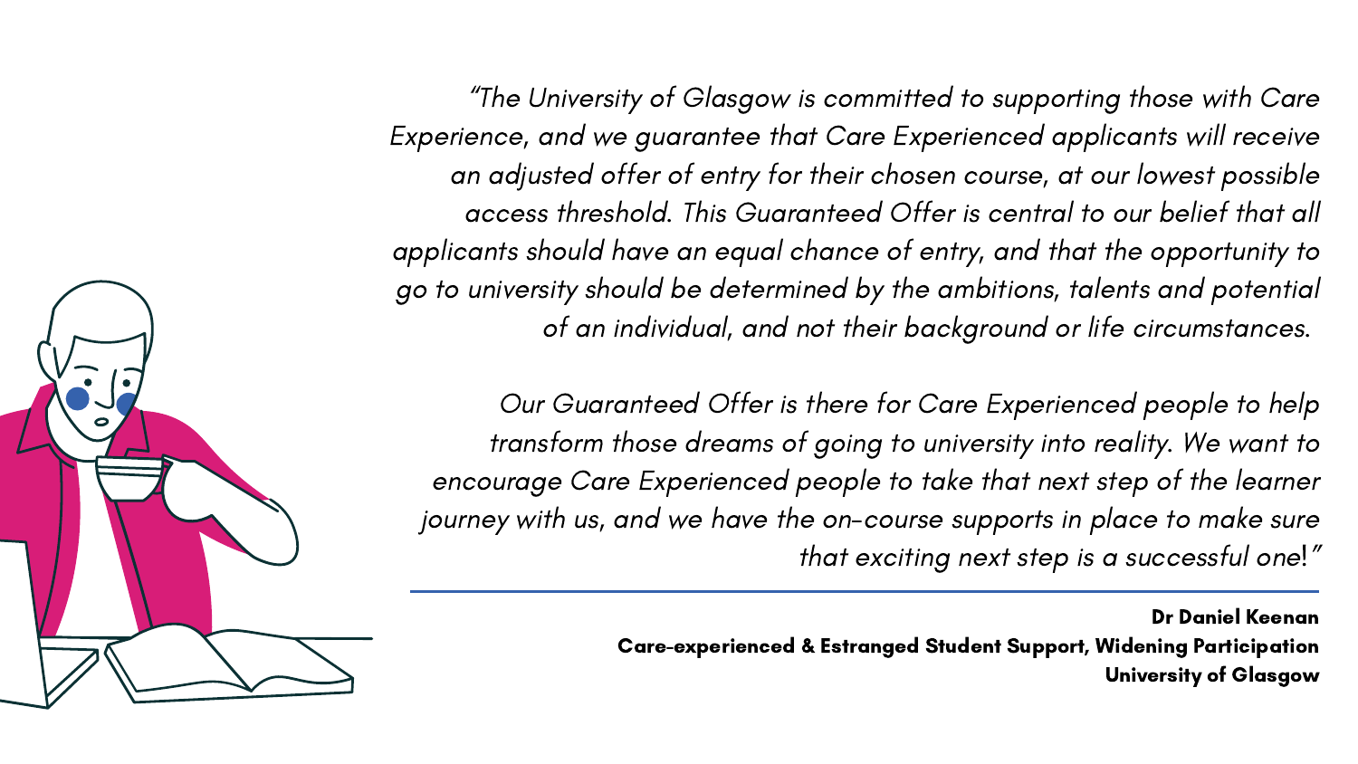*"The University of Glasgow is committed to supporting those with Care Experience, and we guarantee that Care Experienced applicants will receive an adjusted offer of entry for their chosen course, at our lowest possible access threshold. This Guaranteed Offer is central to our belief that all applicants should have an equal chance of entry, and that the opportunity to go to university should be determined by the ambitions, talents and potential of an individual, and not their background or life circumstances.*

*Our Guaranteed Offer is there for Care Experienced people to help transform those dreams of going to university into reality. We want to encourage Care Experienced people to take that next step of the learner journey with us, and we have the on-course supports in place to make sure that exciting next step is a successful one!"*

---

**Dr Daniel Keenan**
**Care-experienced & Estranged Student Support, Widening Participation**
**University of Glasgow**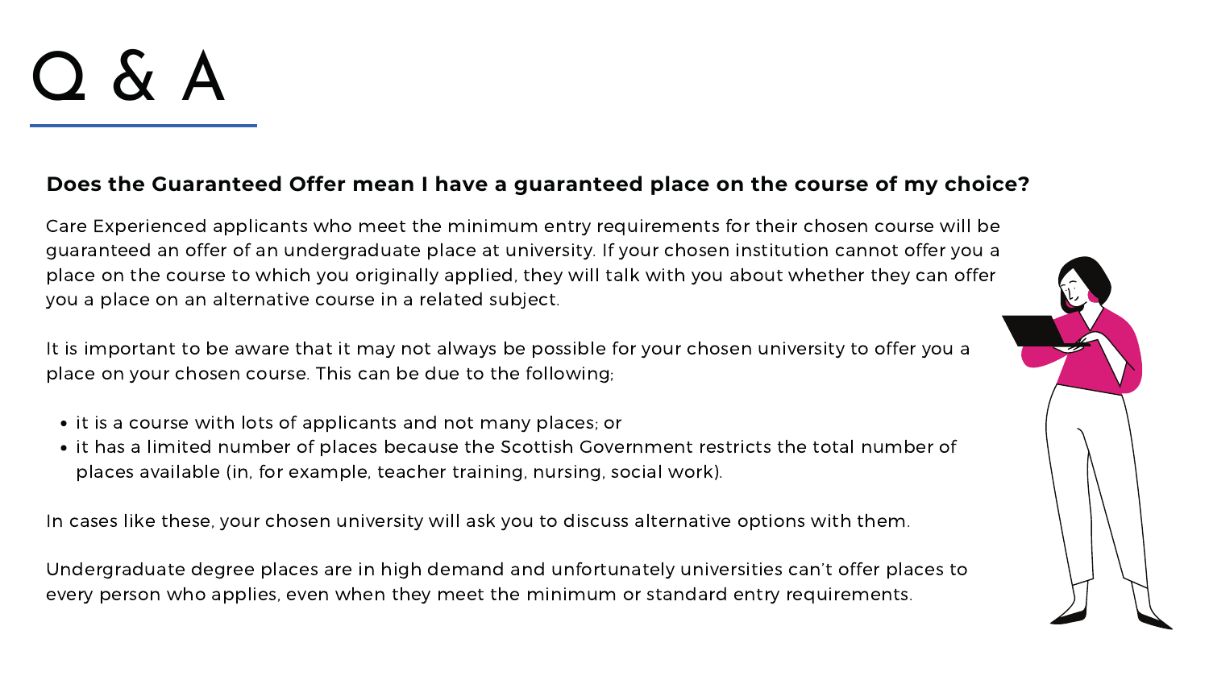# Q & A

**Does the Guaranteed Offer mean I have a guaranteed place on the course of my choice?**

Care Experienced applicants who meet the minimum entry requirements for their chosen course will be guaranteed an offer of an undergraduate place at university. If your chosen institution cannot offer you a place on the course to which you originally applied, they will talk with you about whether they can offer you a place on an alternative course in a related subject.

It is important to be aware that it may not always be possible for your chosen university to offer you a place on your chosen course. This can be due to the following;

- it is a course with lots of applicants and not many places; or
- it has a limited number of places because the Scottish Government restricts the total number of places available (in, for example, teacher training, nursing, social work).

In cases like these, your chosen university will ask you to discuss alternative options with them.

Undergraduate degree places are in high demand and unfortunately universities can't offer places to every person who applies, even when they meet the minimum or standard entry requirements.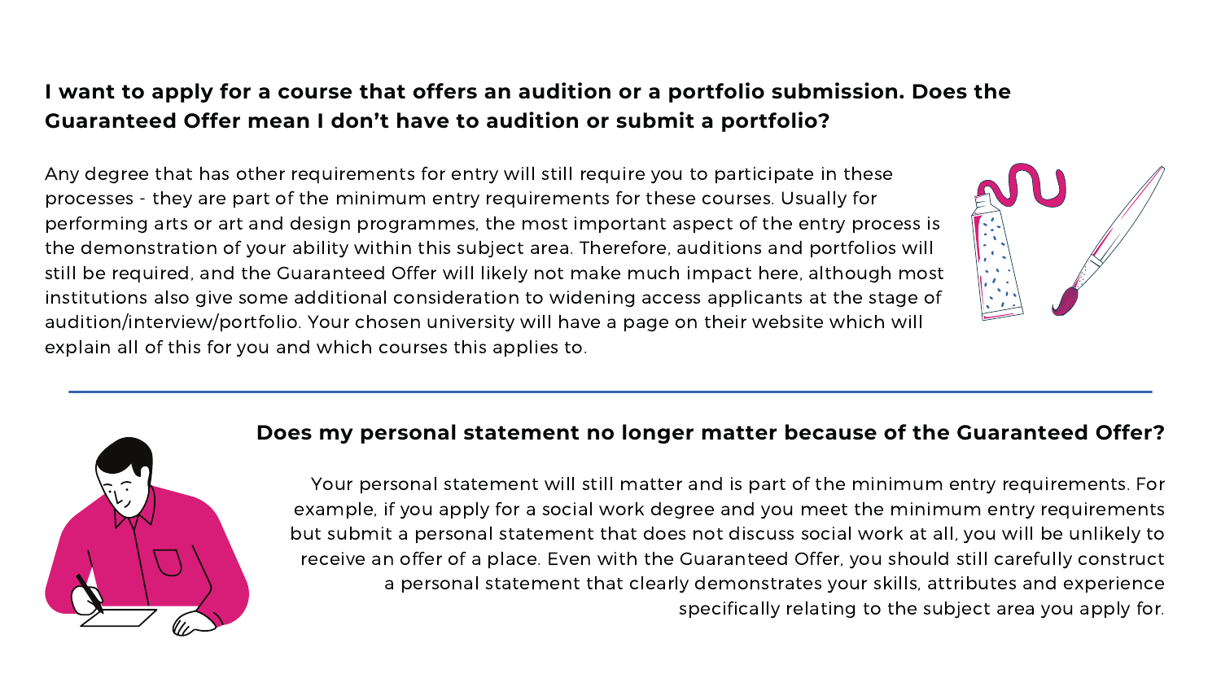**I want to apply for a course that offers an audition or a portfolio submission. Does the Guaranteed Offer mean I don't have to audition or submit a portfolio?**

Any degree that has other requirements for entry will still require you to participate in these processes - they are part of the minimum entry requirements for these courses. Usually for performing arts or art and design programmes, the most important aspect of the entry process is the demonstration of your ability within this subject area. Therefore, auditions and portfolios will still be required, and the Guaranteed Offer will likely not make much impact here, although most institutions also give some additional consideration to widening access applicants at the stage of audition/interview/portfolio. Your chosen university will have a page on their website which will explain all of this for you and which courses this applies to.

---

**Does my personal statement no longer matter because of the Guaranteed Offer?**

Your personal statement will still matter and is part of the minimum entry requirements. For example, if you apply for a social work degree and you meet the minimum entry requirements but submit a personal statement that does not discuss social work at all, you will be unlikely to receive an offer of a place. Even with the Guaranteed Offer, you should still carefully construct a personal statement that clearly demonstrates your skills, attributes and experience specifically relating to the subject area you apply for.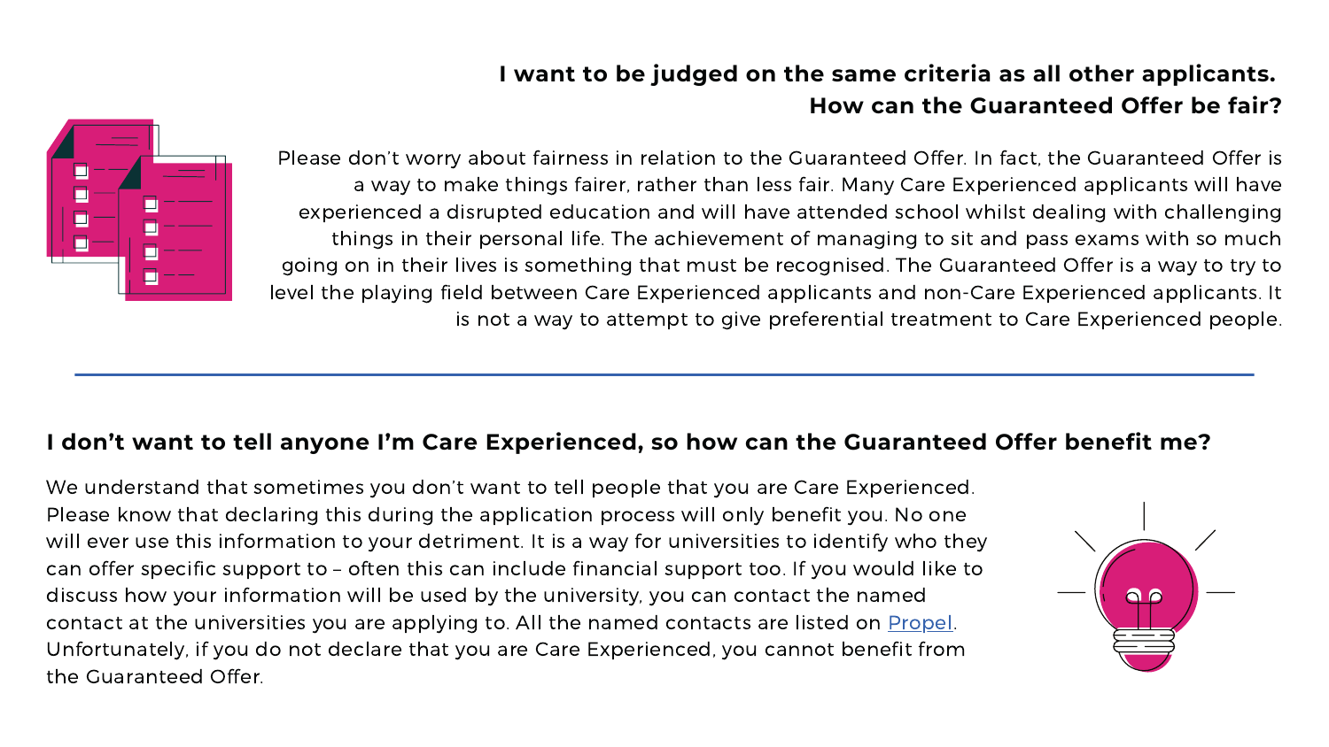## I want to be judged on the same criteria as all other applicants. How can the Guaranteed Offer be fair?

Please don't worry about fairness in relation to the Guaranteed Offer. In fact, the Guaranteed Offer is a way to make things fairer, rather than less fair. Many Care Experienced applicants will have experienced a disrupted education and will have attended school whilst dealing with challenging things in their personal life. The achievement of managing to sit and pass exams with so much going on in their lives is something that must be recognised. The Guaranteed Offer is a way to try to level the playing field between Care Experienced applicants and non-Care Experienced applicants. It is not a way to attempt to give preferential treatment to Care Experienced people.

---

## I don't want to tell anyone I'm Care Experienced, so how can the Guaranteed Offer benefit me?

We understand that sometimes you don't want to tell people that you are Care Experienced. Please know that declaring this during the application process will only benefit you. No one will ever use this information to your detriment. It is a way for universities to identify who they can offer specific support to – often this can include financial support too. If you would like to discuss how your information will be used by the university, you can contact the named contact at the universities you are applying to. All the named contacts are listed on Propel. Unfortunately, if you do not declare that you are Care Experienced, you cannot benefit from the Guaranteed Offer.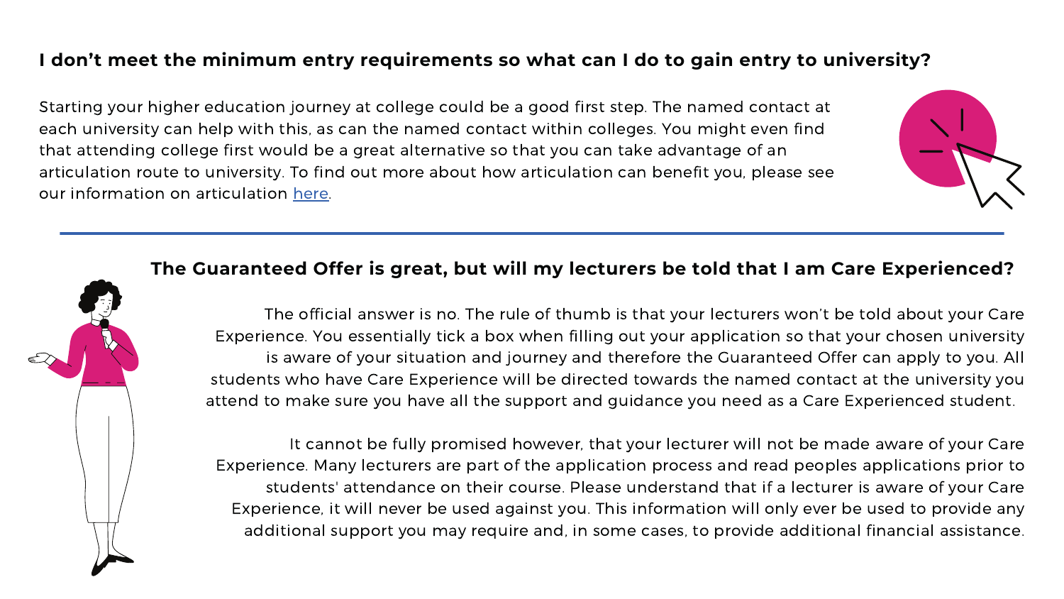### I don't meet the minimum entry requirements so what can I do to gain entry to university?

Starting your higher education journey at college could be a good first step. The named contact at each university can help with this, as can the named contact within colleges. You might even find that attending college first would be a great alternative so that you can take advantage of an articulation route to university. To find out more about how articulation can benefit you, please see our information on articulation here.

---

### The Guaranteed Offer is great, but will my lecturers be told that I am Care Experienced?

The official answer is no. The rule of thumb is that your lecturers won't be told about your Care Experience. You essentially tick a box when filling out your application so that your chosen university is aware of your situation and journey and therefore the Guaranteed Offer can apply to you. All students who have Care Experience will be directed towards the named contact at the university you attend to make sure you have all the support and guidance you need as a Care Experienced student.

It cannot be fully promised however, that your lecturer will not be made aware of your Care Experience. Many lecturers are part of the application process and read peoples applications prior to students' attendance on their course. Please understand that if a lecturer is aware of your Care Experience, it will never be used against you. This information will only ever be used to provide any additional support you may require and, in some cases, to provide additional financial assistance.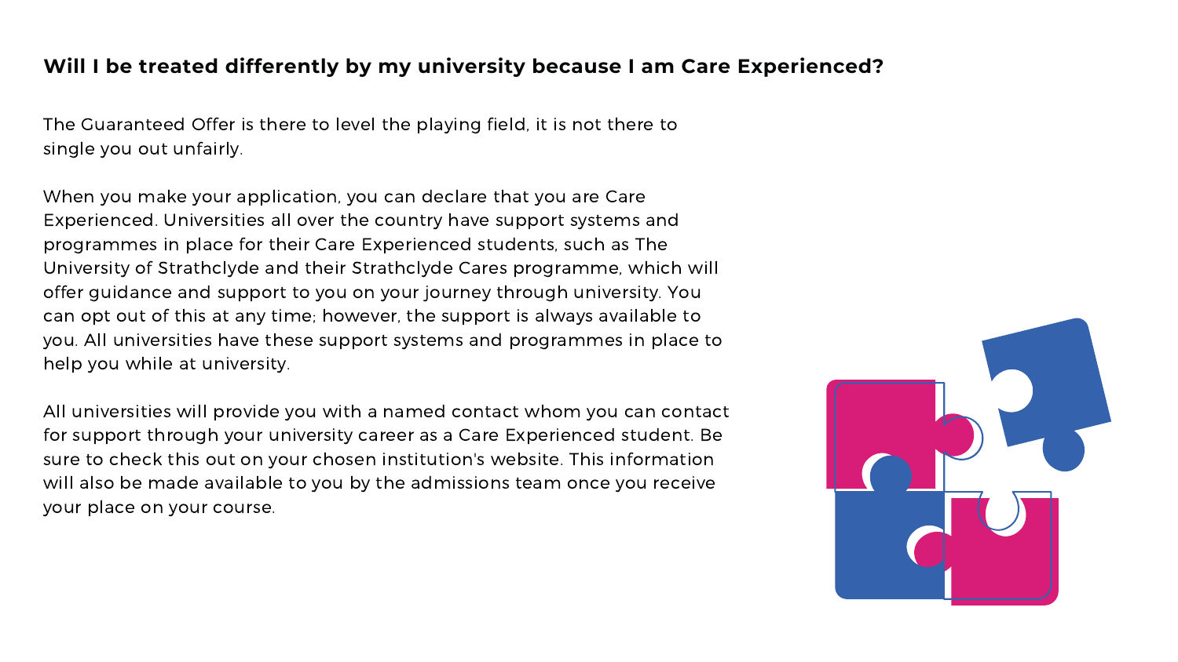## Will I be treated differently by my university because I am Care Experienced?

The Guaranteed Offer is there to level the playing field, it is not there to single you out unfairly.

When you make your application, you can declare that you are Care Experienced. Universities all over the country have support systems and programmes in place for their Care Experienced students, such as The University of Strathclyde and their Strathclyde Cares programme, which will offer guidance and support to you on your journey through university. You can opt out of this at any time; however, the support is always available to you. All universities have these support systems and programmes in place to help you while at university.

All universities will provide you with a named contact whom you can contact for support through your university career as a Care Experienced student. Be sure to check this out on your chosen institution's website. This information will also be made available to you by the admissions team once you receive your place on your course.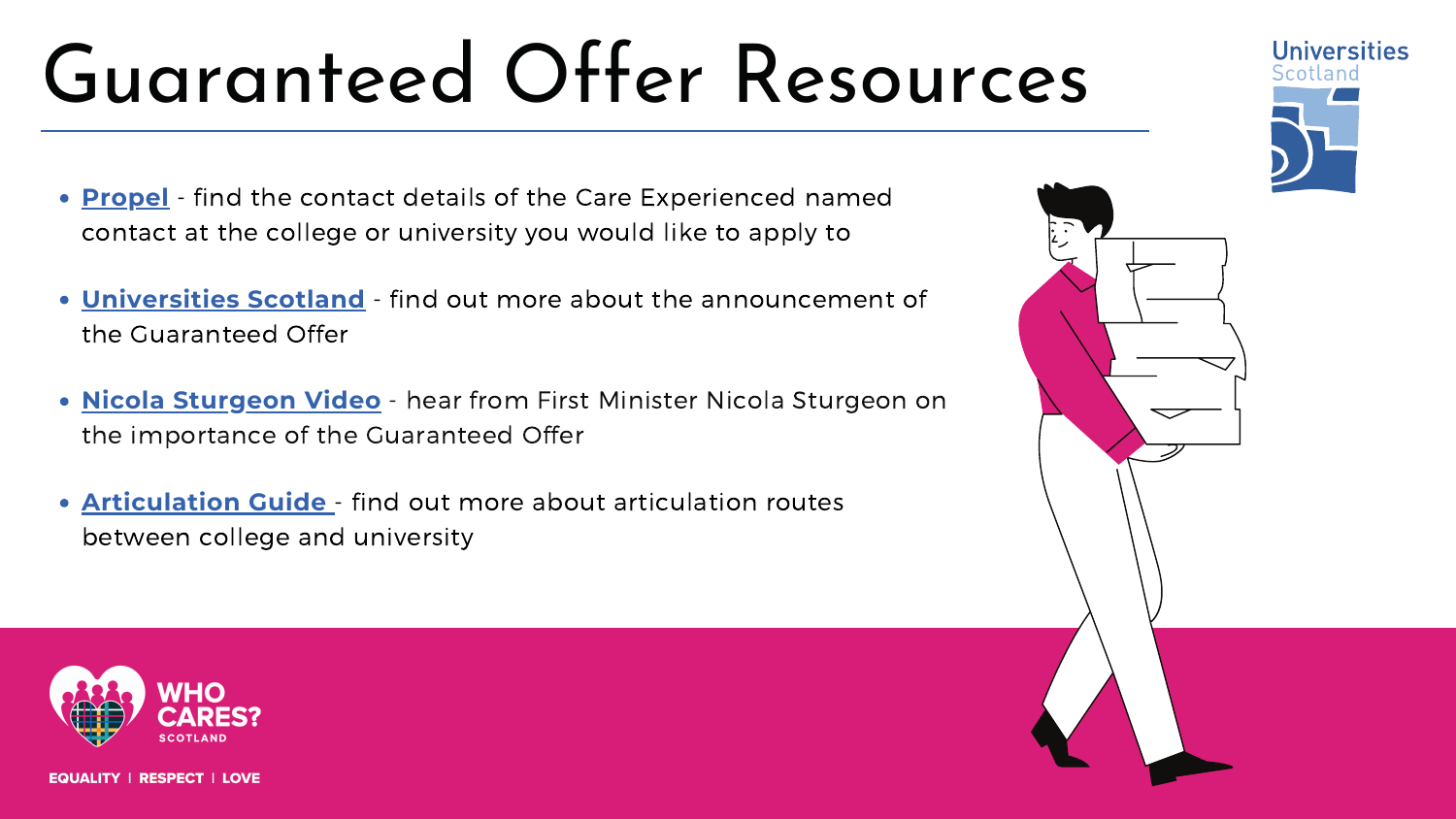# Guaranteed Offer Resources

- **Propel** - find the contact details of the Care Experienced named contact at the college or university you would like to apply to
- **Universities Scotland** - find out more about the announcement of the Guaranteed Offer
- **Nicola Sturgeon Video** - hear from First Minister Nicola Sturgeon on the importance of the Guaranteed Offer
- **Articulation Guide** - find out more about articulation routes between college and university

WHO CARES? SCOTLAND

EQUALITY | RESPECT | LOVE